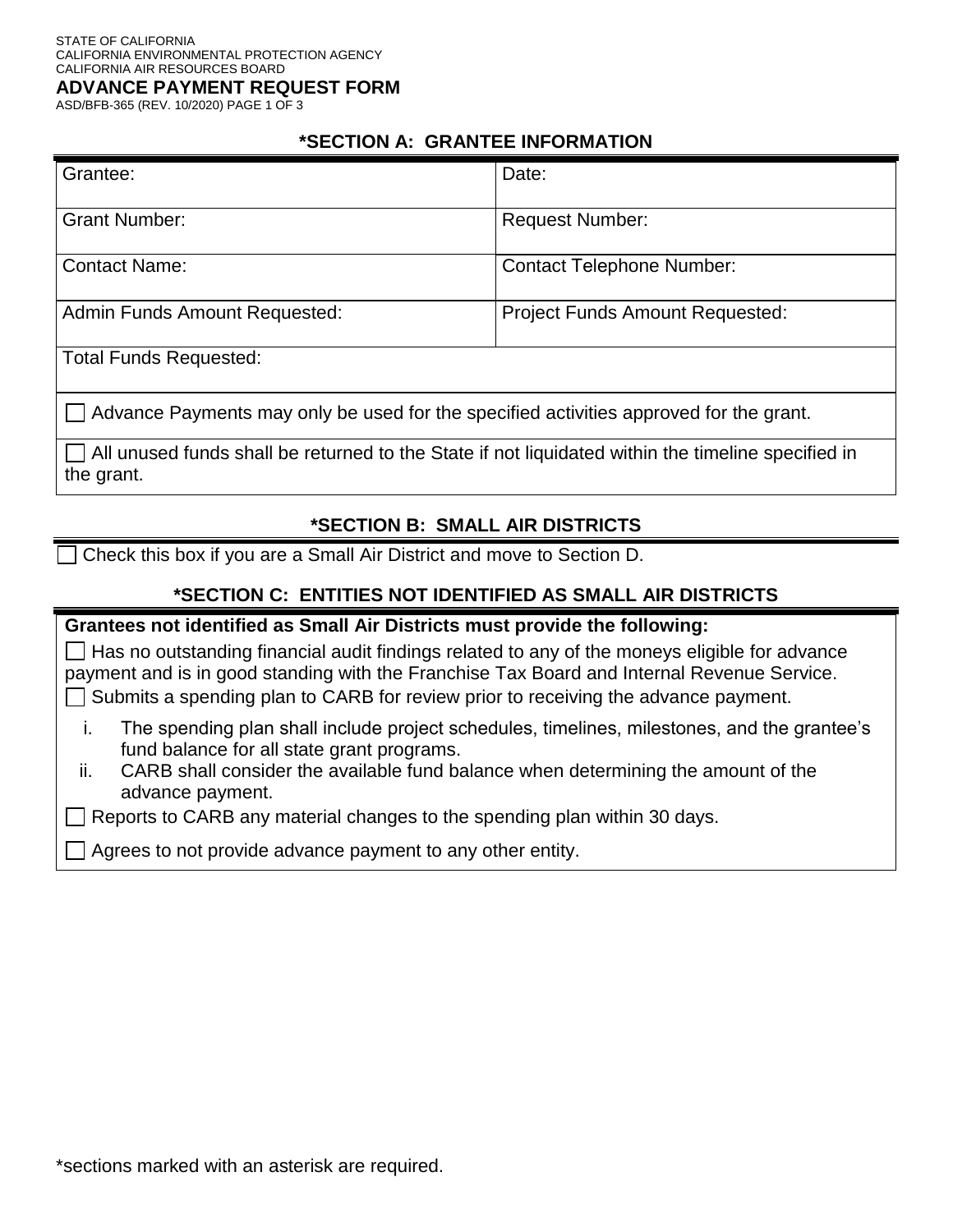STATE OF CALIFORNIA
CALIFORNIA ENVIRONMENTAL PROTECTION AGENCY
CALIFORNIA AIR RESOURCES BOARD

# ADVANCE PAYMENT REQUEST FORM

ASD/BFB-365 (REV. 10/2020)

## *SECTION A: GRANTEE INFORMATION

| Grantee: | Date: |
|---|---|
| Grant Number: | Request Number: |
| Contact Name: | Contact Telephone Number: |
| Admin Funds Amount Requested: | Project Funds Amount Requested: |
| Total Funds Requested: | |

☐ Advance Payments may only be used for the specified activities approved for the grant.

☐ All unused funds shall be returned to the State if not liquidated within the timeline specified in the grant.

## *SECTION B: SMALL AIR DISTRICTS

☐ Check this box if you are a Small Air District and move to Section D.

## *SECTION C: ENTITIES NOT IDENTIFIED AS SMALL AIR DISTRICTS

**Grantees not identified as Small Air Districts must provide the following:**

☐ Has no outstanding financial audit findings related to any of the moneys eligible for advance payment and is in good standing with the Franchise Tax Board and Internal Revenue Service.

☐ Submits a spending plan to CARB for review prior to receiving the advance payment.

i. The spending plan shall include project schedules, timelines, milestones, and the grantee's fund balance for all state grant programs.

ii. CARB shall consider the available fund balance when determining the amount of the advance payment.

☐ Reports to CARB any material changes to the spending plan within 30 days.

☐ Agrees to not provide advance payment to any other entity.

*sections marked with an asterisk are required.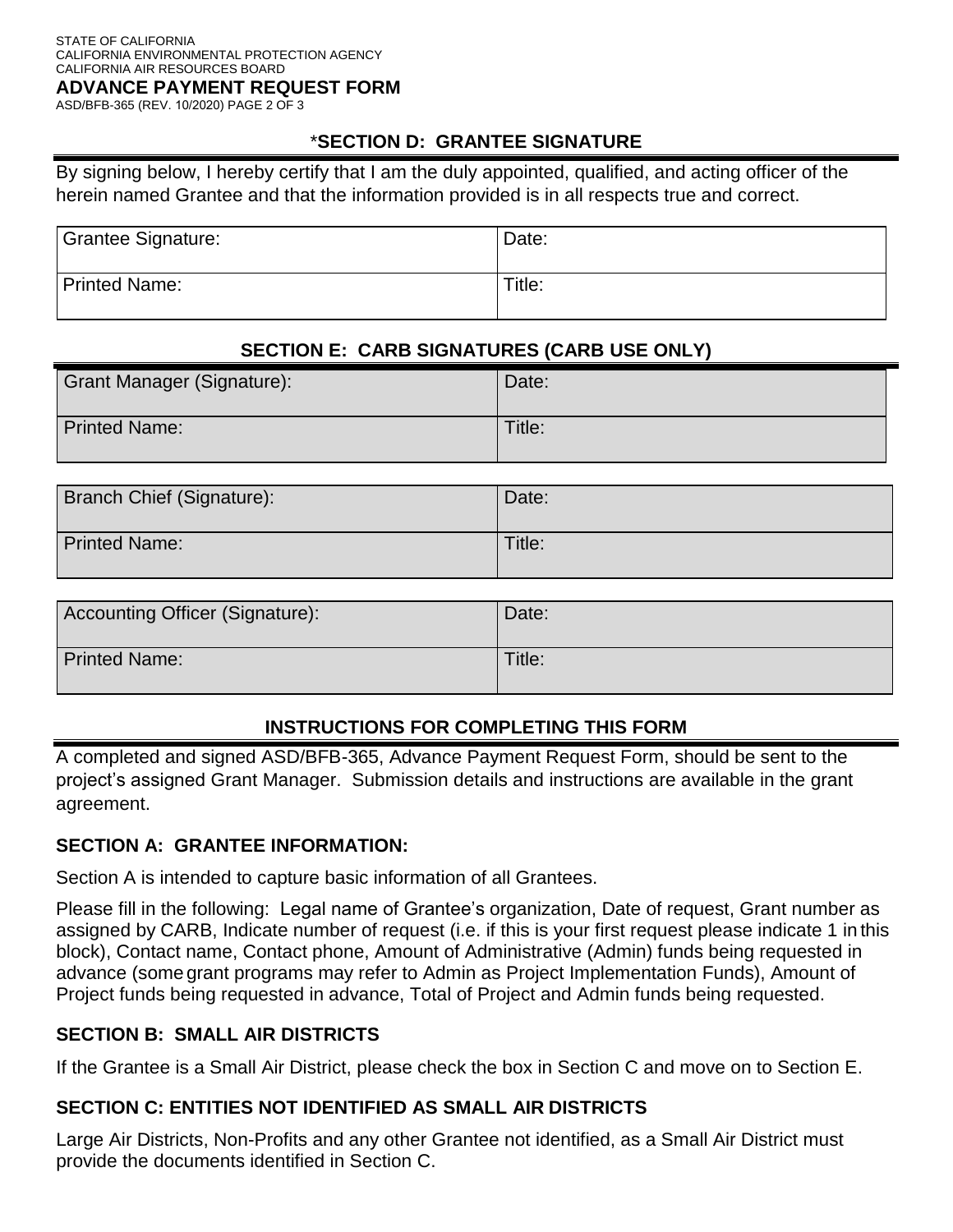## *SECTION D: GRANTEE SIGNATURE

By signing below, I hereby certify that I am the duly appointed, qualified, and acting officer of the herein named Grantee and that the information provided is in all respects true and correct.

| Grantee Signature: | Date: |
|---|---|
| Printed Name: | Title: |

## SECTION E: CARB SIGNATURES (CARB USE ONLY)

| Grant Manager (Signature): | Date: |
|---|---|
| Printed Name: | Title: |

| Branch Chief (Signature): | Date: |
|---|---|
| Printed Name: | Title: |

| Accounting Officer (Signature): | Date: |
|---|---|
| Printed Name: | Title: |

## INSTRUCTIONS FOR COMPLETING THIS FORM

A completed and signed ASD/BFB-365, Advance Payment Request Form, should be sent to the project's assigned Grant Manager. Submission details and instructions are available in the grant agreement.

### SECTION A: GRANTEE INFORMATION:

Section A is intended to capture basic information of all Grantees.

Please fill in the following: Legal name of Grantee's organization, Date of request, Grant number as assigned by CARB, Indicate number of request (i.e. if this is your first request please indicate 1 in this block), Contact name, Contact phone, Amount of Administrative (Admin) funds being requested in advance (some grant programs may refer to Admin as Project Implementation Funds), Amount of Project funds being requested in advance, Total of Project and Admin funds being requested.

### SECTION B: SMALL AIR DISTRICTS

If the Grantee is a Small Air District, please check the box in Section C and move on to Section E.

### SECTION C: ENTITIES NOT IDENTIFIED AS SMALL AIR DISTRICTS

Large Air Districts, Non-Profits and any other Grantee not identified, as a Small Air District must provide the documents identified in Section C.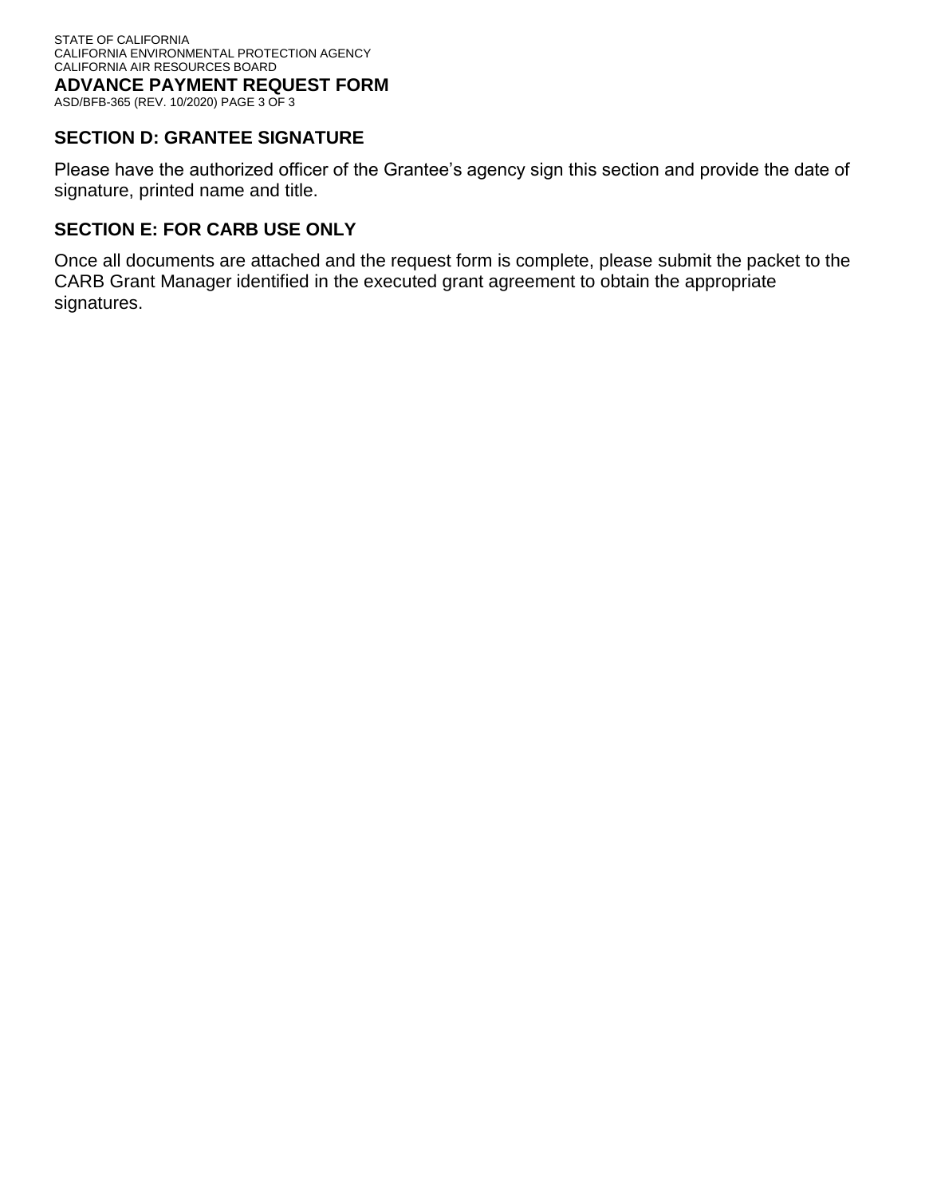## SECTION D: GRANTEE SIGNATURE

Please have the authorized officer of the Grantee's agency sign this section and provide the date of signature, printed name and title.

## SECTION E: FOR CARB USE ONLY

Once all documents are attached and the request form is complete, please submit the packet to the CARB Grant Manager identified in the executed grant agreement to obtain the appropriate signatures.